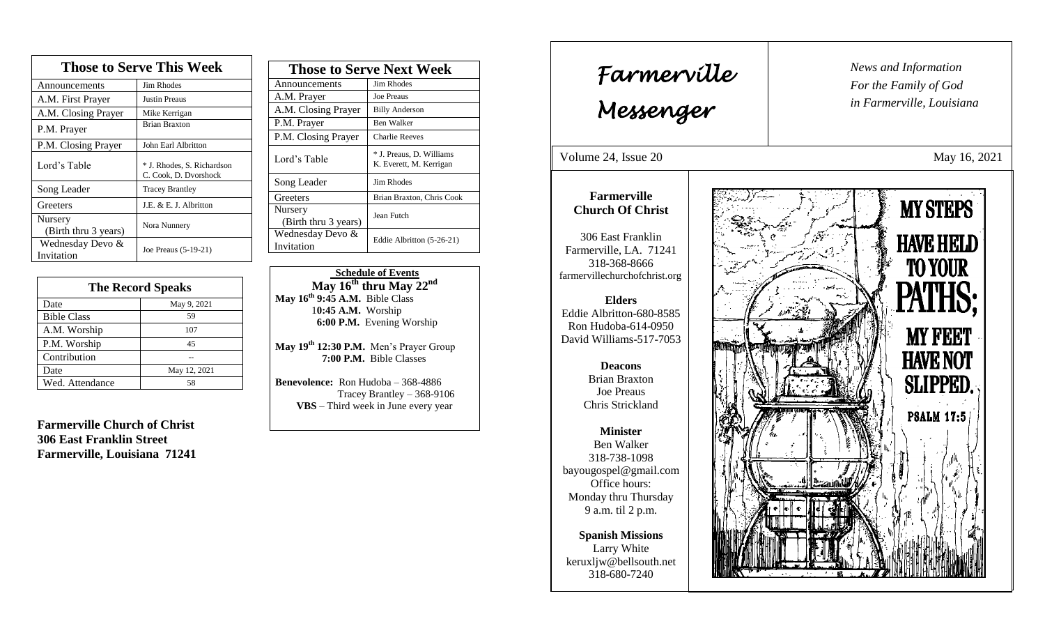## Those to Serve This Week

| Those to Serve This Week | |
|---|---|
| Announcements | Jim Rhodes |
| A.M. First Prayer | Justin Preaus |
| A.M. Closing Prayer | Mike Kerrigan |
| P.M. Prayer | Brian Braxton |
| P.M. Closing Prayer | John Earl Albritton |
| Lord's Table | * J. Rhodes, S. Richardson C. Cook, D. Dvorshock |
| Song Leader | Tracey Brantley |
| Greeters | J.E. & E. J. Albritton |
| Nursery (Birth thru 3 years) | Nora Nunnery |
| Wednesday Devo & Invitation | Joe Preaus (5-19-21) |

## The Record Speaks

| The Record Speaks | |
|---|---|
| Date | May 9, 2021 |
| Bible Class | 59 |
| A.M. Worship | 107 |
| P.M. Worship | 45 |
| Contribution | -- |
| Date | May 12, 2021 |
| Wed. Attendance | 58 |

**Farmerville Church of Christ**
**306 East Franklin Street**
**Farmerville, Louisiana 71241**

## Those to Serve Next Week

| Those to Serve Next Week | |
|---|---|
| Announcements | Jim Rhodes |
| A.M. Prayer | Joe Preaus |
| A.M. Closing Prayer | Billy Anderson |
| P.M. Prayer | Ben Walker |
| P.M. Closing Prayer | Charlie Reeves |
| Lord's Table | * J. Preaus, D. Williams K. Everett, M. Kerrigan |
| Song Leader | Jim Rhodes |
| Greeters | Brian Braxton, Chris Cook |
| Nursery (Birth thru 3 years) | Jean Futch |
| Wednesday Devo & Invitation | Eddie Albritton (5-26-21) |

**Schedule of Events**
**May 16th thru May 22nd**

**May 16th 9:45 A.M.** Bible Class
**10:45 A.M.** Worship
**6:00 P.M.** Evening Worship

**May 19th 12:30 P.M.** Men's Prayer Group
**7:00 P.M.** Bible Classes

**Benevolence:** Ron Hudoba – 368-4886
Tracey Brantley – 368-9106
**VBS** – Third week in June every year

# Farmerville Messenger

*News and Information For the Family of God in Farmerville, Louisiana*

Volume 24, Issue 20 — May 16, 2021

**Farmerville Church Of Christ**

306 East Franklin
Farmerville, LA. 71241
318-368-8666
farmervillechurchofchrist.org

**Elders**
Eddie Albritton-680-8585
Ron Hudoba-614-0950
David Williams-517-7053

**Deacons**
Brian Braxton
Joe Preaus
Chris Strickland

**Minister**
Ben Walker
318-738-1098
bayougospel@gmail.com
Office hours:
Monday thru Thursday
9 a.m. til 2 p.m.

**Spanish Missions**
Larry White
keruxljw@bellsouth.net
318-680-7240

MY STEPS HAVE HELD TO YOUR PATHS; MY FEET HAVE NOT SLIPPED.
PSALM 17:5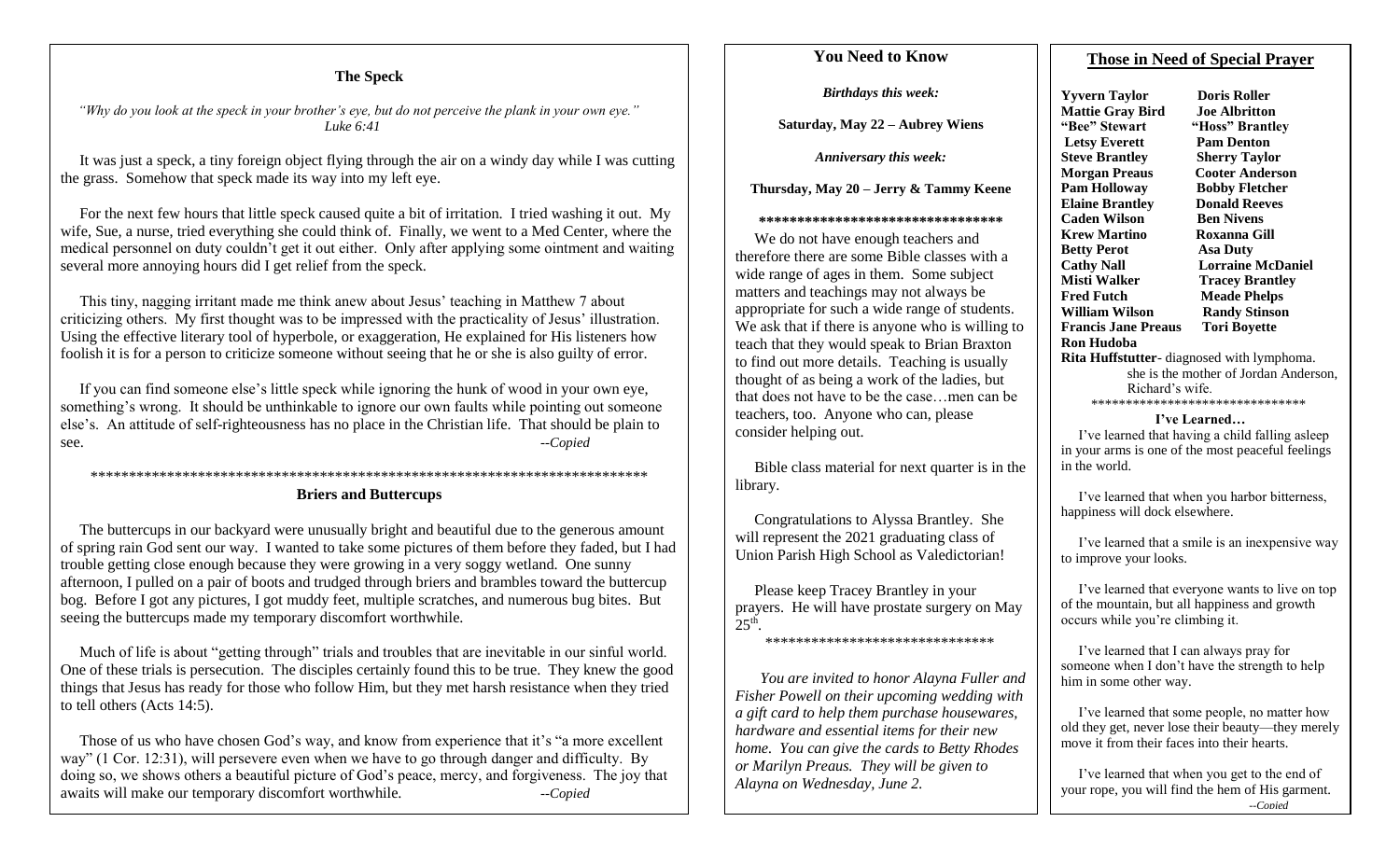## The Speck

*"Why do you look at the speck in your brother's eye, but do not perceive the plank in your own eye." Luke 6:41*

It was just a speck, a tiny foreign object flying through the air on a windy day while I was cutting the grass. Somehow that speck made its way into my left eye.

For the next few hours that little speck caused quite a bit of irritation. I tried washing it out. My wife, Sue, a nurse, tried everything she could think of. Finally, we went to a Med Center, where the medical personnel on duty couldn't get it out either. Only after applying some ointment and waiting several more annoying hours did I get relief from the speck.

This tiny, nagging irritant made me think anew about Jesus' teaching in Matthew 7 about criticizing others. My first thought was to be impressed with the practicality of Jesus' illustration. Using the effective literary tool of hyperbole, or exaggeration, He explained for His listeners how foolish it is for a person to criticize someone without seeing that he or she is also guilty of error.

If you can find someone else's little speck while ignoring the hunk of wood in your own eye, something's wrong. It should be unthinkable to ignore our own faults while pointing out someone else's. An attitude of self-righteousness has no place in the Christian life. That should be plain to see. *--Copied*

****************************************************************************

## Briers and Buttercups

The buttercups in our backyard were unusually bright and beautiful due to the generous amount of spring rain God sent our way. I wanted to take some pictures of them before they faded, but I had trouble getting close enough because they were growing in a very soggy wetland. One sunny afternoon, I pulled on a pair of boots and trudged through briers and brambles toward the buttercup bog. Before I got any pictures, I got muddy feet, multiple scratches, and numerous bug bites. But seeing the buttercups made my temporary discomfort worthwhile.

Much of life is about "getting through" trials and troubles that are inevitable in our sinful world. One of these trials is persecution. The disciples certainly found this to be true. They knew the good things that Jesus has ready for those who follow Him, but they met harsh resistance when they tried to tell others (Acts 14:5).

Those of us who have chosen God's way, and know from experience that it's "a more excellent way" (1 Cor. 12:31), will persevere even when we have to go through danger and difficulty. By doing so, we shows others a beautiful picture of God's peace, mercy, and forgiveness. The joy that awaits will make our temporary discomfort worthwhile. *--Copied*

## You Need to Know

***Birthdays this week:***

**Saturday, May 22 – Aubrey Wiens**

***Anniversary this week:***

**Thursday, May 20 – Jerry & Tammy Keene**

*******************************

We do not have enough teachers and therefore there are some Bible classes with a wide range of ages in them. Some subject matters and teachings may not always be appropriate for such a wide range of students. We ask that if there is anyone who is willing to teach that they would speak to Brian Braxton to find out more details. Teaching is usually thought of as being a work of the ladies, but that does not have to be the case…men can be teachers, too. Anyone who can, please consider helping out.

Bible class material for next quarter is in the library.

Congratulations to Alyssa Brantley. She will represent the 2021 graduating class of Union Parish High School as Valedictorian!

Please keep Tracey Brantley in your prayers. He will have prostate surgery on May 25th.

******************************

*You are invited to honor Alayna Fuller and Fisher Powell on their upcoming wedding with a gift card to help them purchase housewares, hardware and essential items for their new home. You can give the cards to Betty Rhodes or Marilyn Preaus. They will be given to Alayna on Wednesday, June 2.*

## Those in Need of Special Prayer

| | |
|---|---|
| **Yyvern Taylor** | **Doris Roller** |
| **Mattie Gray Bird** | **Joe Albritton** |
| **"Bee" Stewart** | **"Hoss" Brantley** |
| **Letsy Everett** | **Pam Denton** |
| **Steve Brantley** | **Sherry Taylor** |
| **Morgan Preaus** | **Cooter Anderson** |
| **Pam Holloway** | **Bobby Fletcher** |
| **Elaine Brantley** | **Donald Reeves** |
| **Caden Wilson** | **Ben Nivens** |
| **Krew Martino** | **Roxanna Gill** |
| **Betty Perot** | **Asa Duty** |
| **Cathy Nall** | **Lorraine McDaniel** |
| **Misti Walker** | **Tracey Brantley** |
| **Fred Futch** | **Meade Phelps** |
| **William Wilson** | **Randy Stinson** |
| **Francis Jane Preaus** | **Tori Boyette** |
| **Ron Hudoba** | |

**Rita Huffstutter**- diagnosed with lymphoma. she is the mother of Jordan Anderson, Richard's wife.

*******************************

### I've Learned…

I've learned that having a child falling asleep in your arms is one of the most peaceful feelings in the world.

I've learned that when you harbor bitterness, happiness will dock elsewhere.

I've learned that a smile is an inexpensive way to improve your looks.

I've learned that everyone wants to live on top of the mountain, but all happiness and growth occurs while you're climbing it.

I've learned that I can always pray for someone when I don't have the strength to help him in some other way.

I've learned that some people, no matter how old they get, never lose their beauty—they merely move it from their faces into their hearts.

I've learned that when you get to the end of your rope, you will find the hem of His garment. *--Copied*